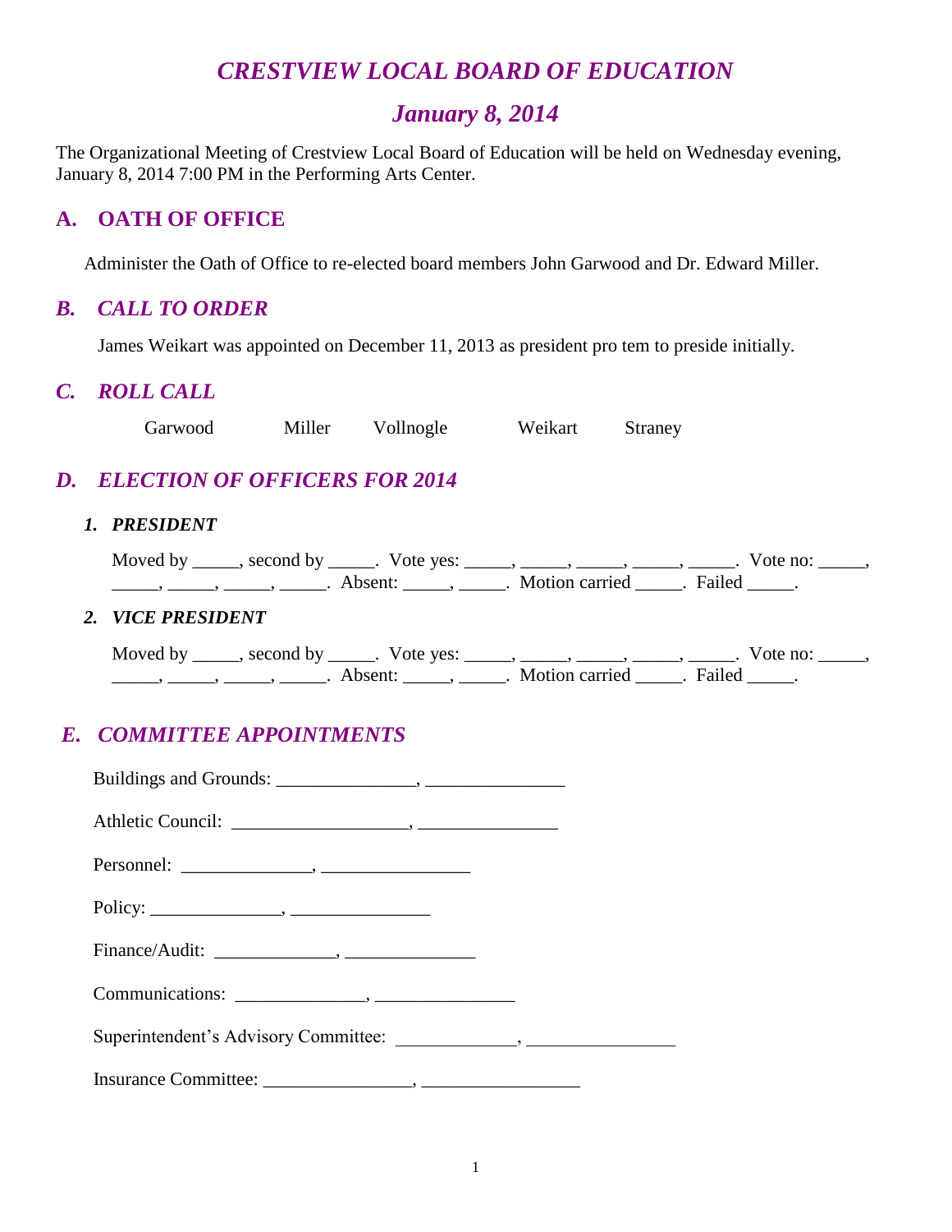# *CRESTVIEW LOCAL BOARD OF EDUCATION*

## *January 8, 2014*

The Organizational Meeting of Crestview Local Board of Education will be held on Wednesday evening, January 8, 2014 7:00 PM in the Performing Arts Center.

## A. OATH OF OFFICE

Administer the Oath of Office to re-elected board members John Garwood and Dr. Edward Miller.

## *B. CALL TO ORDER*

James Weikart was appointed on December 11, 2013 as president pro tem to preside initially.

## *C. ROLL CALL*

Garwood Miller Vollnogle Weikart Straney

## *D. ELECTION OF OFFICERS FOR 2014*

### *1. PRESIDENT*

Moved by _____, second by _____. Vote yes: _____, _____, _____, _____, _____. Vote no: _____, _____, _____, _____, _____. Absent: _____, _____. Motion carried _____. Failed _____.

### *2. VICE PRESIDENT*

Moved by _____, second by _____. Vote yes: _____, _____, _____, _____, _____. Vote no: _____, _____, _____, _____, _____. Absent: _____, _____. Motion carried _____. Failed _____.

## *E. COMMITTEE APPOINTMENTS*

Buildings and Grounds: _______________, _______________

Athletic Council: ___________________, _______________

Personnel: ______________, ________________

Policy: ______________, _______________

Finance/Audit: _____________, ______________

Communications: ______________, _______________

Superintendent's Advisory Committee: _____________, ________________

Insurance Committee: ________________, _________________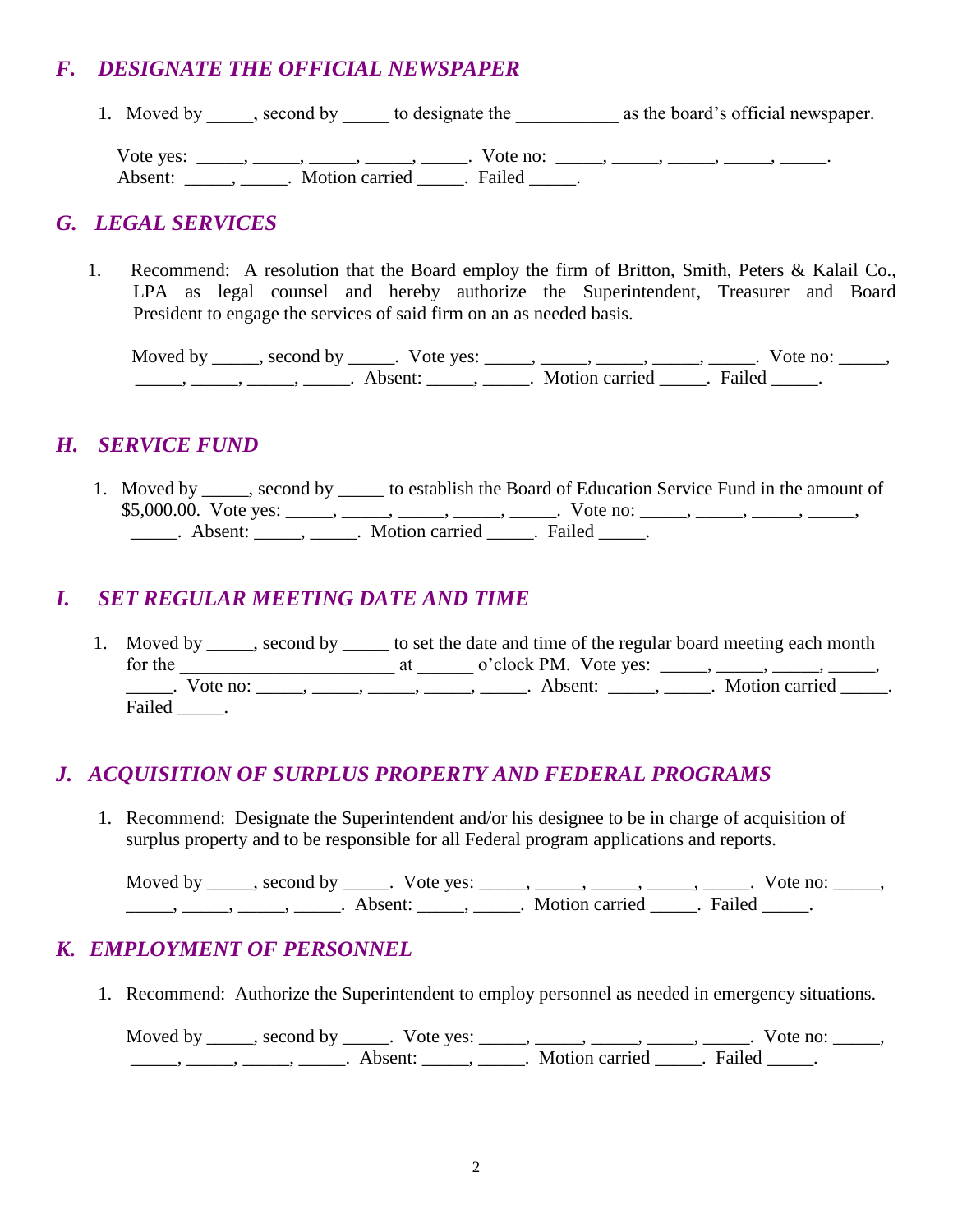## *F. DESIGNATE THE OFFICIAL NEWSPAPER*

1. Moved by _____, second by _____ to designate the ___________ as the board's official newspaper.

   Vote yes: _____, _____, _____, _____, _____. Vote no: _____, _____, _____, _____, _____. Absent: _____, _____. Motion carried _____. Failed _____.

## *G. LEGAL SERVICES*

1. Recommend: A resolution that the Board employ the firm of Britton, Smith, Peters & Kalail Co., LPA as legal counsel and hereby authorize the Superintendent, Treasurer and Board President to engage the services of said firm on an as needed basis.

   Moved by _____, second by _____. Vote yes: _____, _____, _____, _____, _____. Vote no: _____, _____, _____, _____, _____. Absent: _____, _____. Motion carried _____. Failed _____.

## *H. SERVICE FUND*

1. Moved by _____, second by _____ to establish the Board of Education Service Fund in the amount of $5,000.00. Vote yes: _____, _____, _____, _____, _____. Vote no: _____, _____, _____, _____, _____. Absent: _____, _____. Motion carried _____. Failed _____.

## *I. SET REGULAR MEETING DATE AND TIME*

1. Moved by _____, second by _____ to set the date and time of the regular board meeting each month for the _______________________ at ______ o'clock PM. Vote yes: _____, _____, _____, _____, _____. Vote no: _____, _____, _____, _____, _____. Absent: _____, _____. Motion carried _____. Failed _____.

## *J. ACQUISITION OF SURPLUS PROPERTY AND FEDERAL PROGRAMS*

1. Recommend: Designate the Superintendent and/or his designee to be in charge of acquisition of surplus property and to be responsible for all Federal program applications and reports.

   Moved by _____, second by _____. Vote yes: _____, _____, _____, _____, _____. Vote no: _____, _____, _____, _____, _____. Absent: _____, _____. Motion carried _____. Failed _____.

## *K. EMPLOYMENT OF PERSONNEL*

1. Recommend: Authorize the Superintendent to employ personnel as needed in emergency situations.

   Moved by _____, second by _____. Vote yes: _____, _____, _____, _____, _____. Vote no: _____, _____, _____, _____, _____. Absent: _____, _____. Motion carried _____. Failed _____.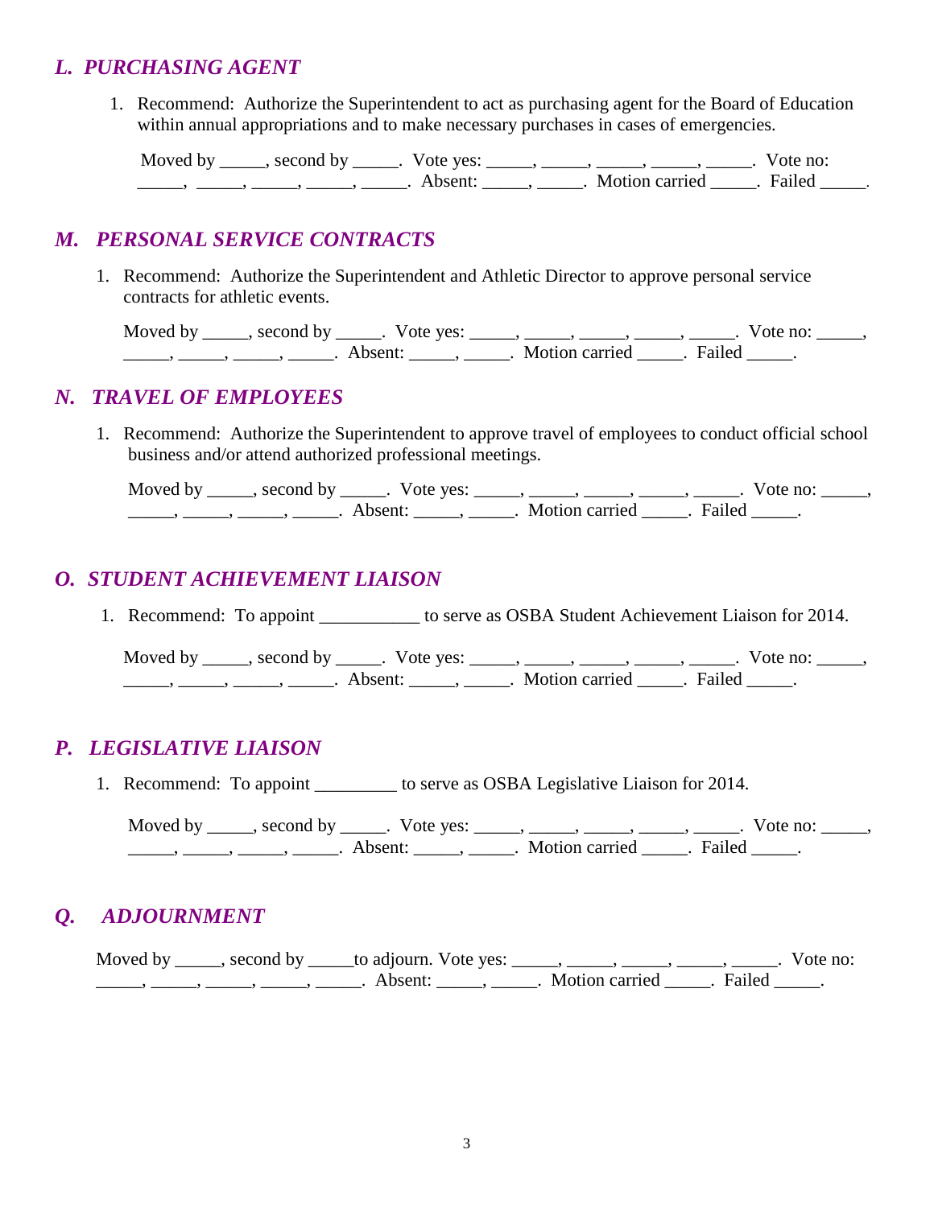## *L. PURCHASING AGENT*

1. Recommend: Authorize the Superintendent to act as purchasing agent for the Board of Education within annual appropriations and to make necessary purchases in cases of emergencies.

   Moved by _____, second by _____. Vote yes: _____, _____, _____, _____, _____. Vote no: _____, _____, _____, _____, _____. Absent: _____, _____. Motion carried _____. Failed _____.

## *M. PERSONAL SERVICE CONTRACTS*

1. Recommend: Authorize the Superintendent and Athletic Director to approve personal service contracts for athletic events.

   Moved by _____, second by _____. Vote yes: _____, _____, _____, _____, _____. Vote no: _____, _____, _____, _____, _____. Absent: _____, _____. Motion carried _____. Failed _____.

## *N. TRAVEL OF EMPLOYEES*

1. Recommend: Authorize the Superintendent to approve travel of employees to conduct official school business and/or attend authorized professional meetings.

   Moved by _____, second by _____. Vote yes: _____, _____, _____, _____, _____. Vote no: _____, _____, _____, _____, _____. Absent: _____, _____. Motion carried _____. Failed _____.

## *O. STUDENT ACHIEVEMENT LIAISON*

1. Recommend: To appoint ___________ to serve as OSBA Student Achievement Liaison for 2014.

   Moved by _____, second by _____. Vote yes: _____, _____, _____, _____, _____. Vote no: _____, _____, _____, _____, _____. Absent: _____, _____. Motion carried _____. Failed _____.

## *P. LEGISLATIVE LIAISON*

1. Recommend: To appoint _________ to serve as OSBA Legislative Liaison for 2014.

   Moved by _____, second by _____. Vote yes: _____, _____, _____, _____, _____. Vote no: _____, _____, _____, _____, _____. Absent: _____, _____. Motion carried _____. Failed _____.

## *Q. ADJOURNMENT*

Moved by _____, second by _____to adjourn. Vote yes: _____, _____, _____, _____, _____. Vote no: _____, _____, _____, _____, _____. Absent: _____, _____. Motion carried _____. Failed _____.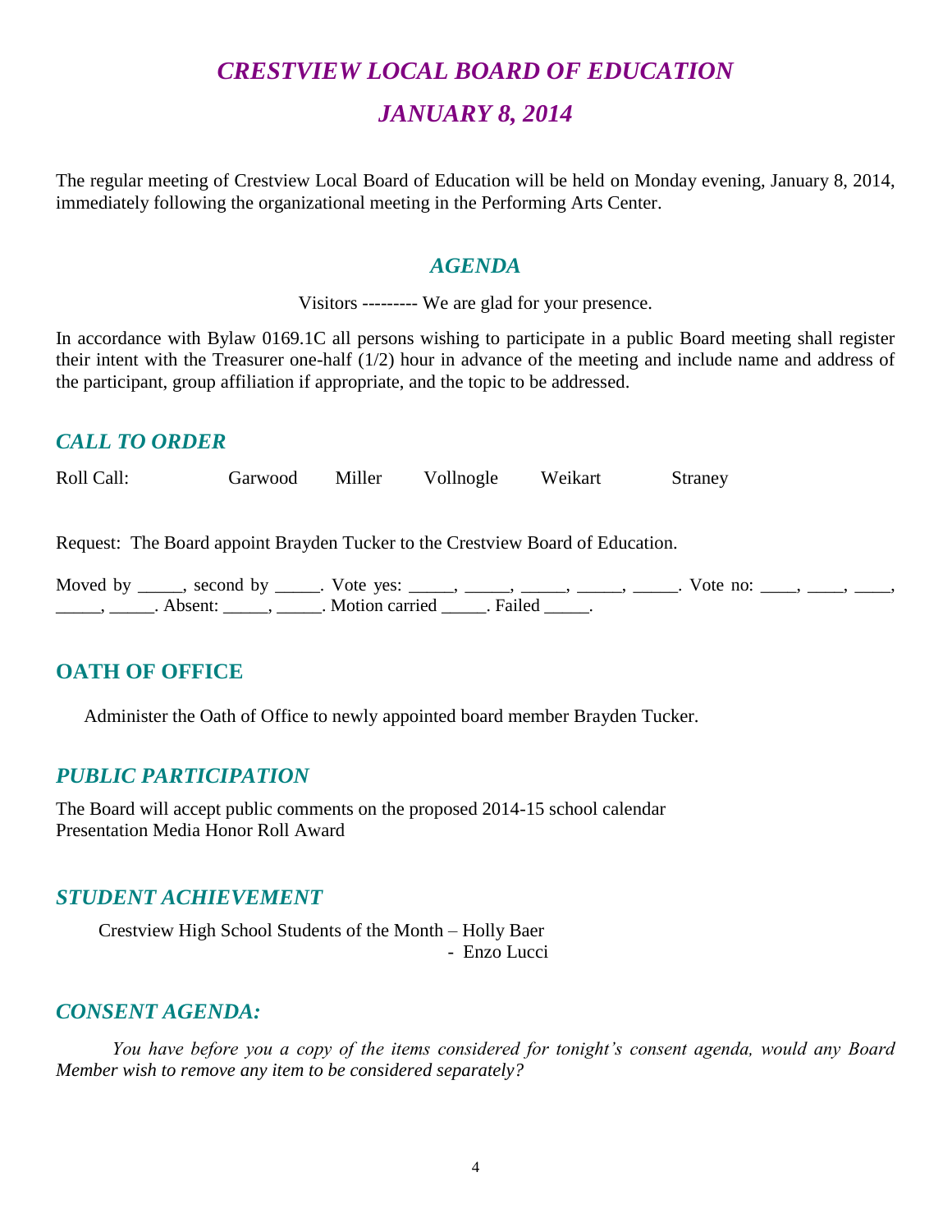# *CRESTVIEW LOCAL BOARD OF EDUCATION*

# *JANUARY 8, 2014*

The regular meeting of Crestview Local Board of Education will be held on Monday evening, January 8, 2014, immediately following the organizational meeting in the Performing Arts Center.

## *AGENDA*

Visitors --------- We are glad for your presence.

In accordance with Bylaw 0169.1C all persons wishing to participate in a public Board meeting shall register their intent with the Treasurer one-half (1/2) hour in advance of the meeting and include name and address of the participant, group affiliation if appropriate, and the topic to be addressed.

## *CALL TO ORDER*

Roll Call: Garwood Miller Vollnogle Weikart Straney

Request: The Board appoint Brayden Tucker to the Crestview Board of Education.

Moved by _____, second by _____. Vote yes: _____, _____, _____, _____, _____. Vote no: ____, ____, ____, _____, _____. Absent: _____, _____. Motion carried _____. Failed _____.

## OATH OF OFFICE

Administer the Oath of Office to newly appointed board member Brayden Tucker.

## *PUBLIC PARTICIPATION*

The Board will accept public comments on the proposed 2014-15 school calendar
Presentation Media Honor Roll Award

## *STUDENT ACHIEVEMENT*

Crestview High School Students of the Month – Holly Baer
- Enzo Lucci

## *CONSENT AGENDA:*

*You have before you a copy of the items considered for tonight's consent agenda, would any Board Member wish to remove any item to be considered separately?*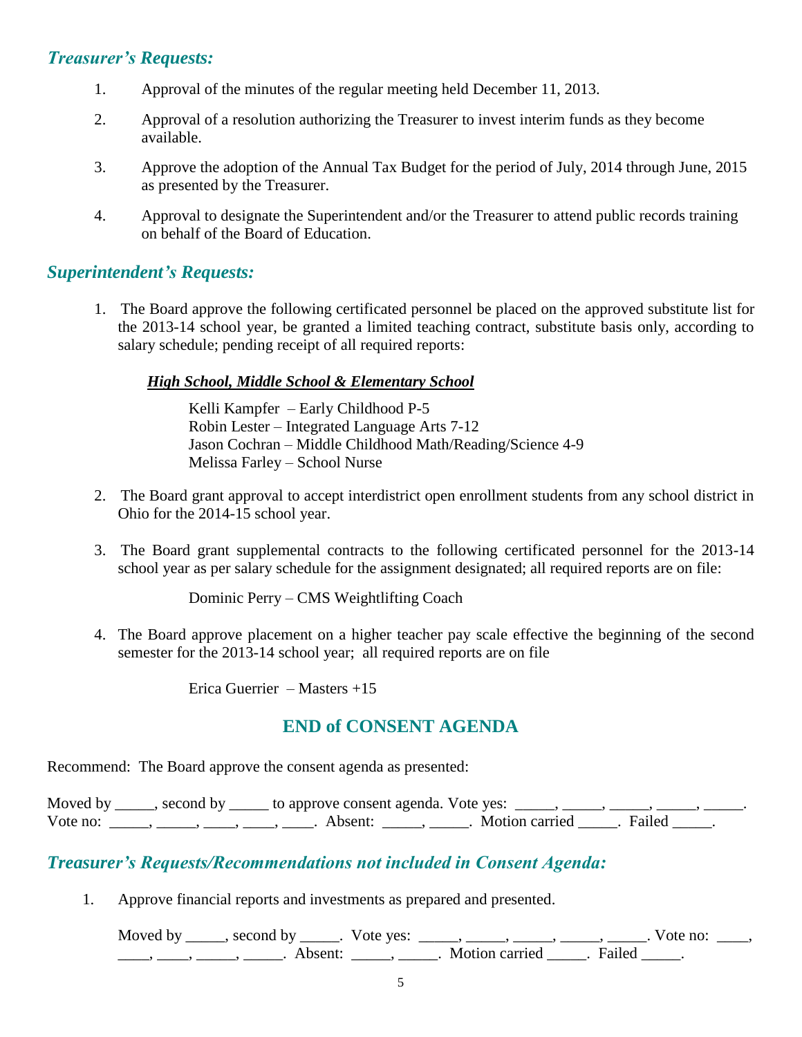## *Treasurer's Requests:*

1. Approval of the minutes of the regular meeting held December 11, 2013.
2. Approval of a resolution authorizing the Treasurer to invest interim funds as they become available.
3. Approve the adoption of the Annual Tax Budget for the period of July, 2014 through June, 2015 as presented by the Treasurer.
4. Approval to designate the Superintendent and/or the Treasurer to attend public records training on behalf of the Board of Education.

## *Superintendent's Requests:*

1. The Board approve the following certificated personnel be placed on the approved substitute list for the 2013-14 school year, be granted a limited teaching contract, substitute basis only, according to salary schedule; pending receipt of all required reports:

   ***High School, Middle School & Elementary School***

   Kelli Kampfer – Early Childhood P-5
   Robin Lester – Integrated Language Arts 7-12
   Jason Cochran – Middle Childhood Math/Reading/Science 4-9
   Melissa Farley – School Nurse

2. The Board grant approval to accept interdistrict open enrollment students from any school district in Ohio for the 2014-15 school year.

3. The Board grant supplemental contracts to the following certificated personnel for the 2013-14 school year as per salary schedule for the assignment designated; all required reports are on file:

   Dominic Perry – CMS Weightlifting Coach

4. The Board approve placement on a higher teacher pay scale effective the beginning of the second semester for the 2013-14 school year; all required reports are on file

   Erica Guerrier – Masters +15

## END of CONSENT AGENDA

Recommend: The Board approve the consent agenda as presented:

Moved by _____, second by _____ to approve consent agenda. Vote yes: _____, _____, _____, _____, _____. Vote no: _____, _____, ____, ____, ____. Absent: _____, _____. Motion carried _____. Failed _____.

## *Treasurer's Requests/Recommendations not included in Consent Agenda:*

1. Approve financial reports and investments as prepared and presented.

   Moved by _____, second by _____. Vote yes: _____, _____, _____, _____, _____. Vote no: ____, ____, ____, _____, _____. Absent: _____, _____. Motion carried _____. Failed _____.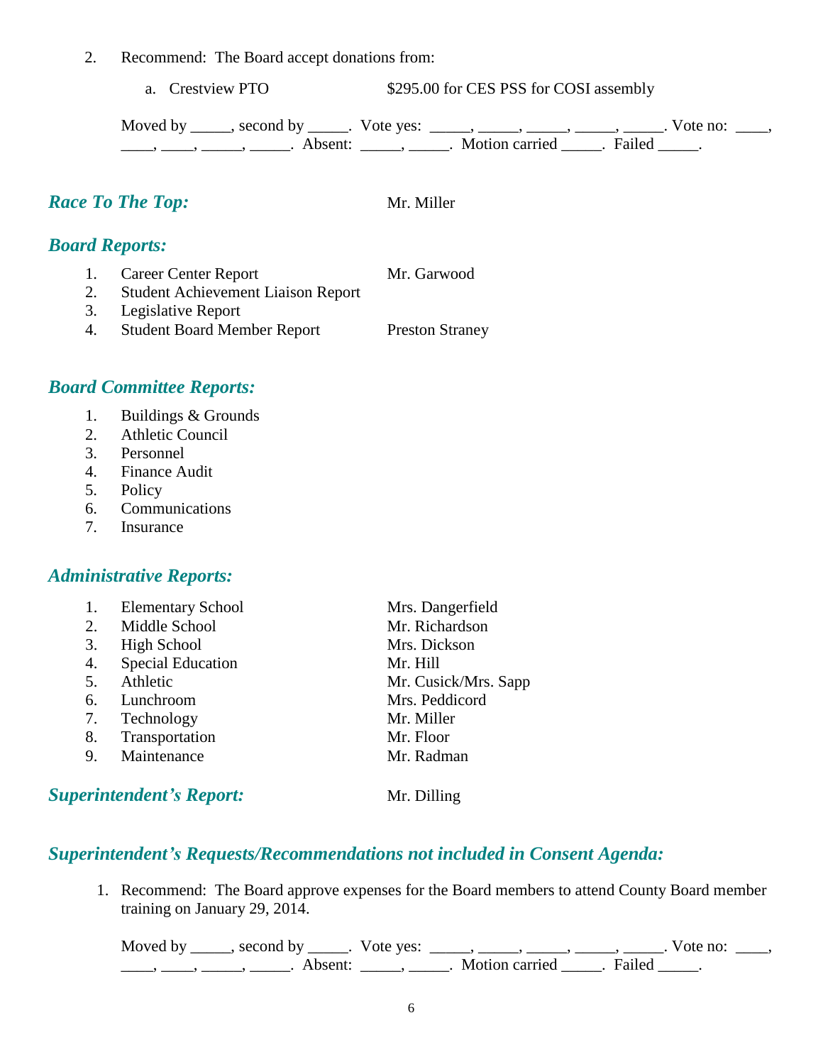2. Recommend: The Board accept donations from:

    a. Crestview PTO $295.00 for CES PSS for COSI assembly

    Moved by _____, second by _____. Vote yes: _____, _____, _____, _____, _____. Vote no: ____, ____, ____, _____, _____. Absent: _____, _____. Motion carried _____. Failed _____.

## *Race To The Top:* Mr. Miller

## *Board Reports:*

1. Career Center Report — Mr. Garwood
2. Student Achievement Liaison Report
3. Legislative Report
4. Student Board Member Report — Preston Straney

## *Board Committee Reports:*

1. Buildings & Grounds
2. Athletic Council
3. Personnel
4. Finance Audit
5. Policy
6. Communications
7. Insurance

## *Administrative Reports:*

1. Elementary School — Mrs. Dangerfield
2. Middle School — Mr. Richardson
3. High School — Mrs. Dickson
4. Special Education — Mr. Hill
5. Athletic — Mr. Cusick/Mrs. Sapp
6. Lunchroom — Mrs. Peddicord
7. Technology — Mr. Miller
8. Transportation — Mr. Floor
9. Maintenance — Mr. Radman

## *Superintendent's Report:* Mr. Dilling

## *Superintendent's Requests/Recommendations not included in Consent Agenda:*

1. Recommend: The Board approve expenses for the Board members to attend County Board member training on January 29, 2014.

    Moved by _____, second by _____. Vote yes: _____, _____, _____, _____, _____. Vote no: ____, ____, ____, _____, _____. Absent: _____, _____. Motion carried _____. Failed _____.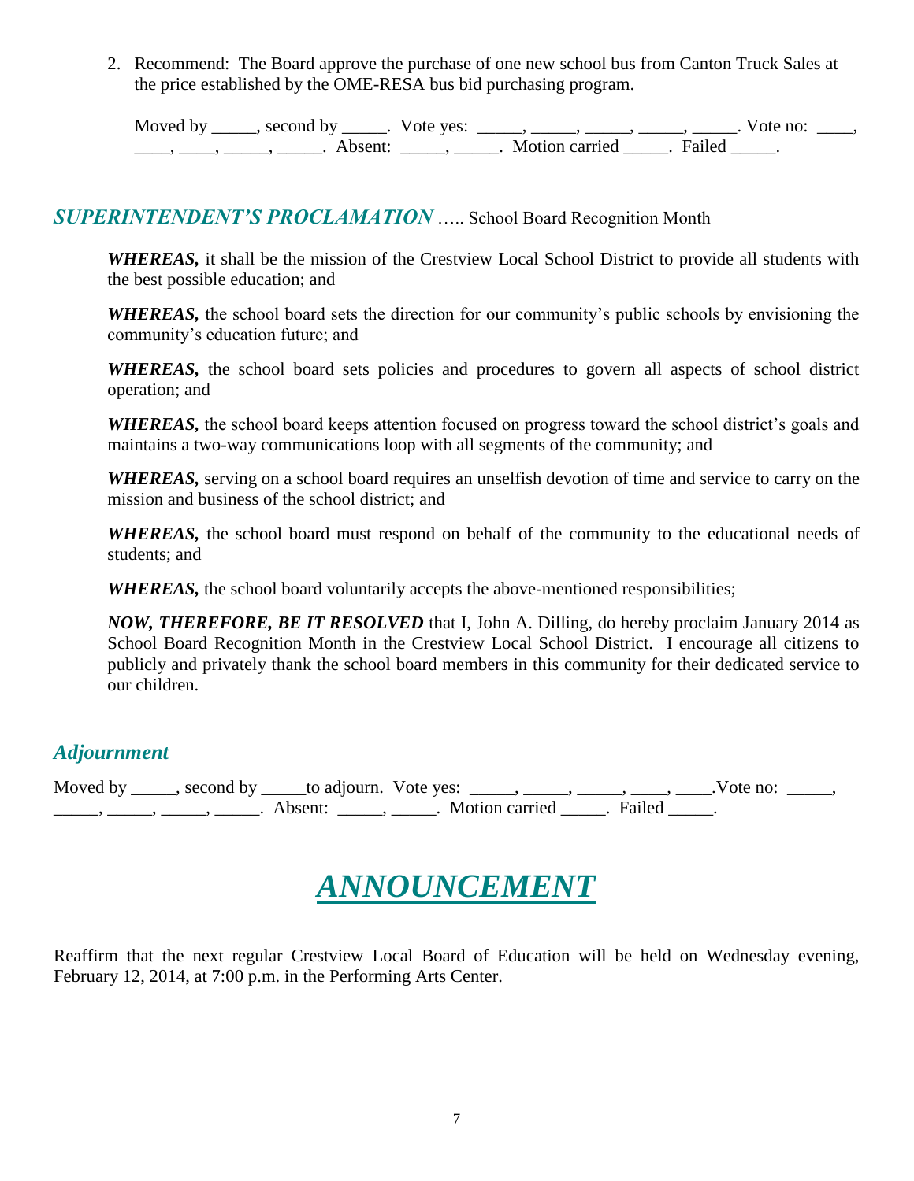2. Recommend: The Board approve the purchase of one new school bus from Canton Truck Sales at the price established by the OME-RESA bus bid purchasing program.

   Moved by _____, second by _____. Vote yes: _____, _____, _____, _____, _____. Vote no: ____, ____, ____, _____, _____. Absent: _____, _____. Motion carried _____. Failed _____.

## *SUPERINTENDENT'S PROCLAMATION* ….. School Board Recognition Month

***WHEREAS,*** it shall be the mission of the Crestview Local School District to provide all students with the best possible education; and

***WHEREAS,*** the school board sets the direction for our community's public schools by envisioning the community's education future; and

***WHEREAS,*** the school board sets policies and procedures to govern all aspects of school district operation; and

***WHEREAS,*** the school board keeps attention focused on progress toward the school district's goals and maintains a two-way communications loop with all segments of the community; and

***WHEREAS,*** serving on a school board requires an unselfish devotion of time and service to carry on the mission and business of the school district; and

***WHEREAS,*** the school board must respond on behalf of the community to the educational needs of students; and

***WHEREAS,*** the school board voluntarily accepts the above-mentioned responsibilities;

***NOW, THEREFORE, BE IT RESOLVED*** that I, John A. Dilling, do hereby proclaim January 2014 as School Board Recognition Month in the Crestview Local School District. I encourage all citizens to publicly and privately thank the school board members in this community for their dedicated service to our children.

## *Adjournment*

Moved by _____, second by _____to adjourn. Vote yes: _____, _____, _____, ____, ____.Vote no: _____, _____, _____, _____, _____. Absent: _____, _____. Motion carried _____. Failed _____.

# *ANNOUNCEMENT*

Reaffirm that the next regular Crestview Local Board of Education will be held on Wednesday evening, February 12, 2014, at 7:00 p.m. in the Performing Arts Center.